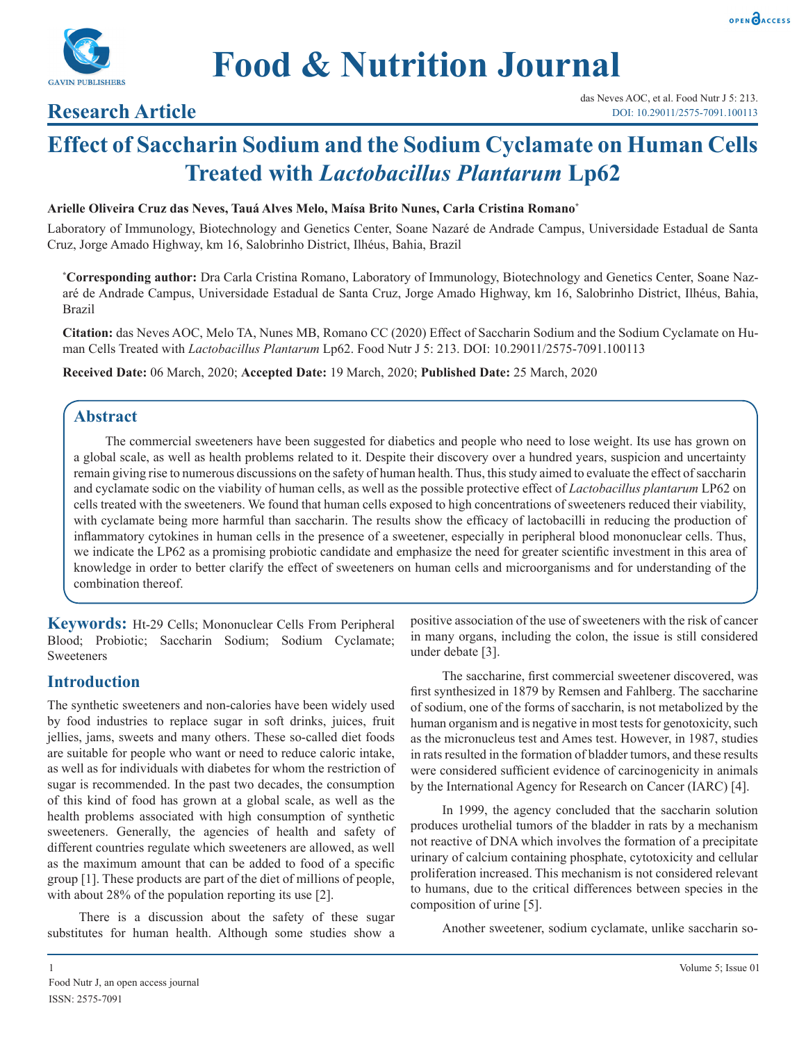# Food & Nutrition Journal

## Research Article

# Effect of Saccharin Sodium and the Sodium Cyclamate on Human Cells Treated with *Lactobacillus Plantarum* Lp62

**Arielle Oliveira Cruz das Neves, Tauá Alves Melo, Maísa Brito Nunes, Carla Cristina Romano***

Laboratory of Immunology, Biotechnology and Genetics Center, Soane Nazaré de Andrade Campus, Universidade Estadual de Santa Cruz, Jorge Amado Highway, km 16, Salobrinho District, Ilhéus, Bahia, Brazil

***Corresponding author:** Dra Carla Cristina Romano, Laboratory of Immunology, Biotechnology and Genetics Center, Soane Nazaré de Andrade Campus, Universidade Estadual de Santa Cruz, Jorge Amado Highway, km 16, Salobrinho District, Ilhéus, Bahia, Brazil

**Citation:** das Neves AOC, Melo TA, Nunes MB, Romano CC (2020) Effect of Saccharin Sodium and the Sodium Cyclamate on Human Cells Treated with *Lactobacillus Plantarum* Lp62. Food Nutr J 5: 213. DOI: 10.29011/2575-7091.100113

**Received Date:** 06 March, 2020; **Accepted Date:** 19 March, 2020; **Published Date:** 25 March, 2020

## Abstract

The commercial sweeteners have been suggested for diabetics and people who need to lose weight. Its use has grown on a global scale, as well as health problems related to it. Despite their discovery over a hundred years, suspicion and uncertainty remain giving rise to numerous discussions on the safety of human health. Thus, this study aimed to evaluate the effect of saccharin and cyclamate sodic on the viability of human cells, as well as the possible protective effect of *Lactobacillus plantarum* LP62 on cells treated with the sweeteners. We found that human cells exposed to high concentrations of sweeteners reduced their viability, with cyclamate being more harmful than saccharin. The results show the efficacy of lactobacilli in reducing the production of inflammatory cytokines in human cells in the presence of a sweetener, especially in peripheral blood mononuclear cells. Thus, we indicate the LP62 as a promising probiotic candidate and emphasize the need for greater scientific investment in this area of knowledge in order to better clarify the effect of sweeteners on human cells and microorganisms and for understanding of the combination thereof.

**Keywords:** Ht-29 Cells; Mononuclear Cells From Peripheral Blood; Probiotic; Saccharin Sodium; Sodium Cyclamate; Sweeteners

## Introduction

The synthetic sweeteners and non-calories have been widely used by food industries to replace sugar in soft drinks, juices, fruit jellies, jams, sweets and many others. These so-called diet foods are suitable for people who want or need to reduce caloric intake, as well as for individuals with diabetes for whom the restriction of sugar is recommended. In the past two decades, the consumption of this kind of food has grown at a global scale, as well as the health problems associated with high consumption of synthetic sweeteners. Generally, the agencies of health and safety of different countries regulate which sweeteners are allowed, as well as the maximum amount that can be added to food of a specific group [1]. These products are part of the diet of millions of people, with about 28% of the population reporting its use [2].

There is a discussion about the safety of these sugar substitutes for human health. Although some studies show a positive association of the use of sweeteners with the risk of cancer in many organs, including the colon, the issue is still considered under debate [3].

The saccharine, first commercial sweetener discovered, was first synthesized in 1879 by Remsen and Fahlberg. The saccharine of sodium, one of the forms of saccharin, is not metabolized by the human organism and is negative in most tests for genotoxicity, such as the micronucleus test and Ames test. However, in 1987, studies in rats resulted in the formation of bladder tumors, and these results were considered sufficient evidence of carcinogenicity in animals by the International Agency for Research on Cancer (IARC) [4].

In 1999, the agency concluded that the saccharin solution produces urothelial tumors of the bladder in rats by a mechanism not reactive of DNA which involves the formation of a precipitate urinary of calcium containing phosphate, cytotoxicity and cellular proliferation increased. This mechanism is not considered relevant to humans, due to the critical differences between species in the composition of urine [5].

Another sweetener, sodium cyclamate, unlike saccharin so-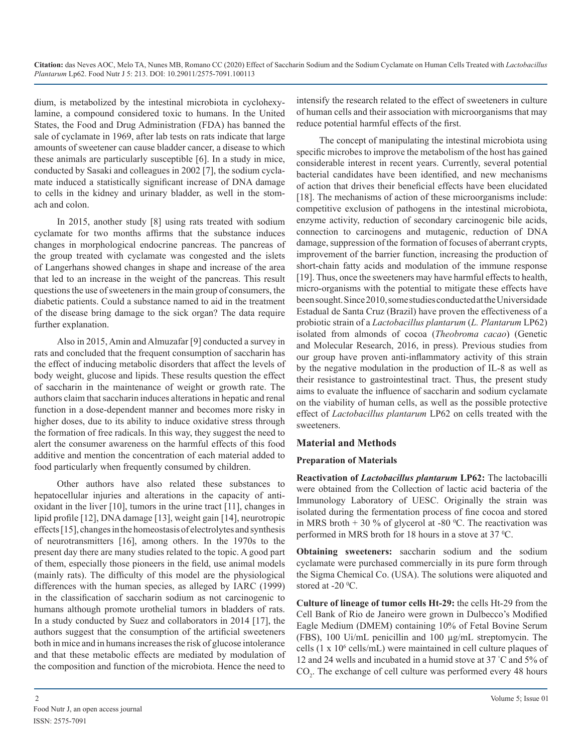dium, is metabolized by the intestinal microbiota in cyclohexylamine, a compound considered toxic to humans. In the United States, the Food and Drug Administration (FDA) has banned the sale of cyclamate in 1969, after lab tests on rats indicate that large amounts of sweetener can cause bladder cancer, a disease to which these animals are particularly susceptible [6]. In a study in mice, conducted by Sasaki and colleagues in 2002 [7], the sodium cyclamate induced a statistically significant increase of DNA damage to cells in the kidney and urinary bladder, as well in the stomach and colon.

In 2015, another study [8] using rats treated with sodium cyclamate for two months affirms that the substance induces changes in morphological endocrine pancreas. The pancreas of the group treated with cyclamate was congested and the islets of Langerhans showed changes in shape and increase of the area that led to an increase in the weight of the pancreas. This result questions the use of sweeteners in the main group of consumers, the diabetic patients. Could a substance named to aid in the treatment of the disease bring damage to the sick organ? The data require further explanation.

Also in 2015, Amin and Almuzafar [9] conducted a survey in rats and concluded that the frequent consumption of saccharin has the effect of inducing metabolic disorders that affect the levels of body weight, glucose and lipids. These results question the effect of saccharin in the maintenance of weight or growth rate. The authors claim that saccharin induces alterations in hepatic and renal function in a dose-dependent manner and becomes more risky in higher doses, due to its ability to induce oxidative stress through the formation of free radicals. In this way, they suggest the need to alert the consumer awareness on the harmful effects of this food additive and mention the concentration of each material added to food particularly when frequently consumed by children.

Other authors have also related these substances to hepatocellular injuries and alterations in the capacity of antioxidant in the liver [10], tumors in the urine tract [11], changes in lipid profile [12], DNA damage [13], weight gain [14], neurotropic effects [15], changes in the homeostasis of electrolytes and synthesis of neurotransmitters [16], among others. In the 1970s to the present day there are many studies related to the topic. A good part of them, especially those pioneers in the field, use animal models (mainly rats). The difficulty of this model are the physiological differences with the human species, as alleged by IARC (1999) in the classification of saccharin sodium as not carcinogenic to humans although promote urothelial tumors in bladders of rats. In a study conducted by Suez and collaborators in 2014 [17], the authors suggest that the consumption of the artificial sweeteners both in mice and in humans increases the risk of glucose intolerance and that these metabolic effects are mediated by modulation of the composition and function of the microbiota. Hence the need to intensify the research related to the effect of sweeteners in culture of human cells and their association with microorganisms that may reduce potential harmful effects of the first.

The concept of manipulating the intestinal microbiota using specific microbes to improve the metabolism of the host has gained considerable interest in recent years. Currently, several potential bacterial candidates have been identified, and new mechanisms of action that drives their beneficial effects have been elucidated [18]. The mechanisms of action of these microorganisms include: competitive exclusion of pathogens in the intestinal microbiota, enzyme activity, reduction of secondary carcinogenic bile acids, connection to carcinogens and mutagenic, reduction of DNA damage, suppression of the formation of focuses of aberrant crypts, improvement of the barrier function, increasing the production of short-chain fatty acids and modulation of the immune response [19]. Thus, once the sweeteners may have harmful effects to health, micro-organisms with the potential to mitigate these effects have been sought. Since 2010, some studies conducted at the Universidade Estadual de Santa Cruz (Brazil) have proven the effectiveness of a probiotic strain of a *Lactobacillus plantarum* (*L. Plantarum* LP62) isolated from almonds of cocoa (*Theobroma cacao*) (Genetic and Molecular Research, 2016, in press). Previous studies from our group have proven anti-inflammatory activity of this strain by the negative modulation in the production of IL-8 as well as their resistance to gastrointestinal tract. Thus, the present study aims to evaluate the influence of saccharin and sodium cyclamate on the viability of human cells, as well as the possible protective effect of *Lactobacillus plantarum* LP62 on cells treated with the sweeteners.

## Material and Methods

### Preparation of Materials

**Reactivation of *Lactobacillus plantarum* LP62:** The lactobacilli were obtained from the Collection of lactic acid bacteria of the Immunology Laboratory of UESC. Originally the strain was isolated during the fermentation process of fine cocoa and stored in MRS broth + 30 % of glycerol at -80 $^{0}$C. The reactivation was performed in MRS broth for 18 hours in a stove at 37 $^{0}$C.

**Obtaining sweeteners:** saccharin sodium and the sodium cyclamate were purchased commercially in its pure form through the Sigma Chemical Co. (USA). The solutions were aliquoted and stored at -20 $^{0}$C.

**Culture of lineage of tumor cells Ht-29:** the cells Ht-29 from the Cell Bank of Rio de Janeiro were grown in Dulbecco's Modified Eagle Medium (DMEM) containing 10% of Fetal Bovine Serum (FBS), 100 Ui/mL penicillin and 100 µg/mL streptomycin. The cells ($1 \times 10^6$ cells/mL) were maintained in cell culture plaques of 12 and 24 wells and incubated in a humid stove at 37 $^{\circ}$C and 5% of $CO_2$. The exchange of cell culture was performed every 48 hours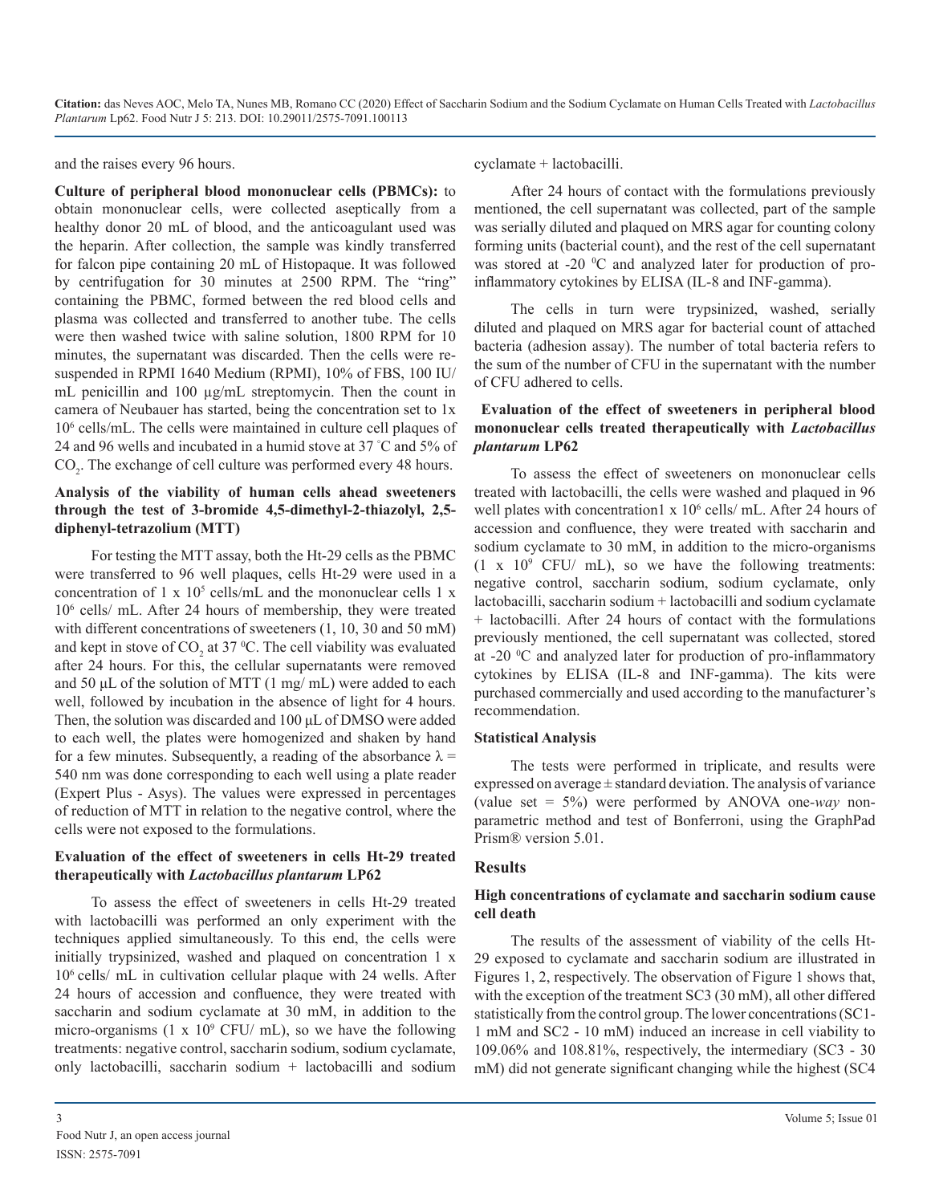and the raises every 96 hours.

**Culture of peripheral blood mononuclear cells (PBMCs):** to obtain mononuclear cells, were collected aseptically from a healthy donor 20 mL of blood, and the anticoagulant used was the heparin. After collection, the sample was kindly transferred for falcon pipe containing 20 mL of Histopaque. It was followed by centrifugation for 30 minutes at 2500 RPM. The "ring" containing the PBMC, formed between the red blood cells and plasma was collected and transferred to another tube. The cells were then washed twice with saline solution, 1800 RPM for 10 minutes, the supernatant was discarded. Then the cells were re-suspended in RPMI 1640 Medium (RPMI), 10% of FBS, 100 IU/mL penicillin and 100 µg/mL streptomycin. Then the count in camera of Neubauer has started, being the concentration set to $1x 10^6$ cells/mL. The cells were maintained in culture cell plaques of 24 and 96 wells and incubated in a humid stove at 37 °C and 5% of $CO_2$. The exchange of cell culture was performed every 48 hours.

**Analysis of the viability of human cells ahead sweeteners through the test of 3-bromide 4,5-dimethyl-2-thiazolyl, 2,5-diphenyl-tetrazolium (MTT)**

For testing the MTT assay, both the Ht-29 cells as the PBMC were transferred to 96 well plaques, cells Ht-29 were used in a concentration of $1 \times 10^5$ cells/mL and the mononuclear cells $1 \times 10^6$ cells/ mL. After 24 hours of membership, they were treated with different concentrations of sweeteners (1, 10, 30 and 50 mM) and kept in stove of $CO_2$ at 37 °C. The cell viability was evaluated after 24 hours. For this, the cellular supernatants were removed and 50 µL of the solution of MTT (1 mg/ mL) were added to each well, followed by incubation in the absence of light for 4 hours. Then, the solution was discarded and 100 µL of DMSO were added to each well, the plates were homogenized and shaken by hand for a few minutes. Subsequently, a reading of the absorbance $\lambda = 540$ nm was done corresponding to each well using a plate reader (Expert Plus - Asys). The values were expressed in percentages of reduction of MTT in relation to the negative control, where the cells were not exposed to the formulations.

**Evaluation of the effect of sweeteners in cells Ht-29 treated therapeutically with *Lactobacillus plantarum* LP62**

To assess the effect of sweeteners in cells Ht-29 treated with lactobacilli was performed an only experiment with the techniques applied simultaneously. To this end, the cells were initially trypsinized, washed and plaqued on concentration $1 \times 10^6$ cells/ mL in cultivation cellular plaque with 24 wells. After 24 hours of accession and confluence, they were treated with saccharin and sodium cyclamate at 30 mM, in addition to the micro-organisms ($1 \times 10^9$ CFU/ mL), so we have the following treatments: negative control, saccharin sodium, sodium cyclamate, only lactobacilli, saccharin sodium + lactobacilli and sodium cyclamate + lactobacilli.

After 24 hours of contact with the formulations previously mentioned, the cell supernatant was collected, part of the sample was serially diluted and plaqued on MRS agar for counting colony forming units (bacterial count), and the rest of the cell supernatant was stored at -20 °C and analyzed later for production of pro-inflammatory cytokines by ELISA (IL-8 and INF-gamma).

The cells in turn were trypsinized, washed, serially diluted and plaqued on MRS agar for bacterial count of attached bacteria (adhesion assay). The number of total bacteria refers to the sum of the number of CFU in the supernatant with the number of CFU adhered to cells.

**Evaluation of the effect of sweeteners in peripheral blood mononuclear cells treated therapeutically with *Lactobacillus plantarum* LP62**

To assess the effect of sweeteners on mononuclear cells treated with lactobacilli, the cells were washed and plaqued in 96 well plates with concentration$1 \times 10^6$ cells/ mL. After 24 hours of accession and confluence, they were treated with saccharin and sodium cyclamate to 30 mM, in addition to the micro-organisms ($1 \times 10^9$ CFU/ mL), so we have the following treatments: negative control, saccharin sodium, sodium cyclamate, only lactobacilli, saccharin sodium + lactobacilli and sodium cyclamate + lactobacilli. After 24 hours of contact with the formulations previously mentioned, the cell supernatant was collected, stored at -20 °C and analyzed later for production of pro-inflammatory cytokines by ELISA (IL-8 and INF-gamma). The kits were purchased commercially and used according to the manufacturer's recommendation.

**Statistical Analysis**

The tests were performed in triplicate, and results were expressed on average ± standard deviation. The analysis of variance (value set = 5%) were performed by ANOVA one-*way* non-parametric method and test of Bonferroni, using the GraphPad Prism® version 5.01.

## Results

**High concentrations of cyclamate and saccharin sodium cause cell death**

The results of the assessment of viability of the cells Ht-29 exposed to cyclamate and saccharin sodium are illustrated in Figures 1, 2, respectively. The observation of Figure 1 shows that, with the exception of the treatment SC3 (30 mM), all other differed statistically from the control group. The lower concentrations (SC1-1 mM and SC2 - 10 mM) induced an increase in cell viability to 109.06% and 108.81%, respectively, the intermediary (SC3 - 30 mM) did not generate significant changing while the highest (SC4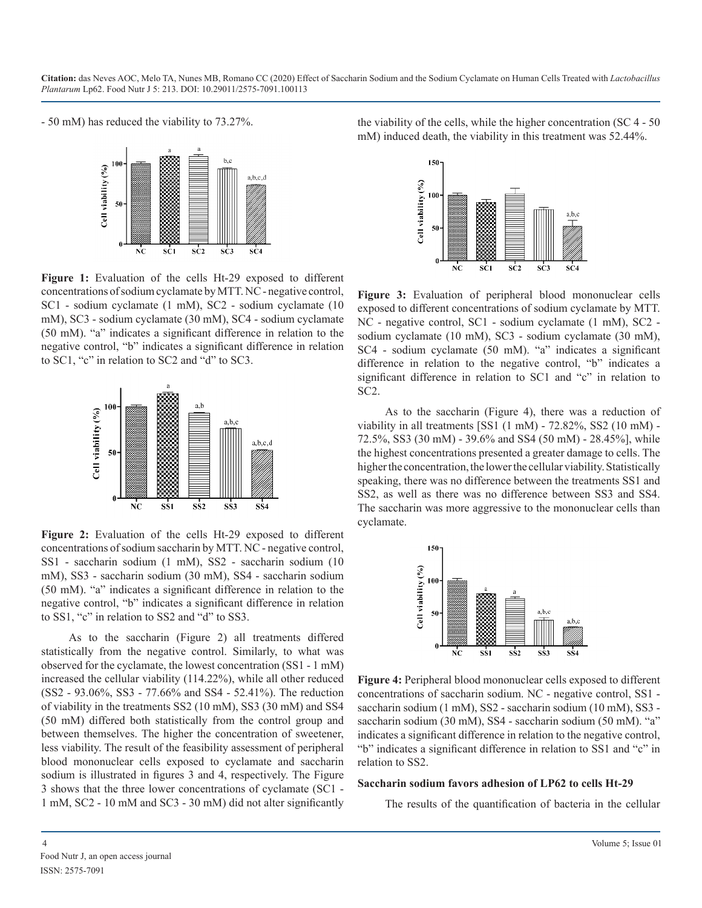- 50 mM) has reduced the viability to 73.27%.

**Figure 1:** Evaluation of the cells Ht-29 exposed to different concentrations of sodium cyclamate by MTT. NC - negative control, SC1 - sodium cyclamate (1 mM), SC2 - sodium cyclamate (10 mM), SC3 - sodium cyclamate (30 mM), SC4 - sodium cyclamate (50 mM). “a” indicates a significant difference in relation to the negative control, “b” indicates a significant difference in relation to SC1, “c” in relation to SC2 and “d” to SC3.

**Figure 2:** Evaluation of the cells Ht-29 exposed to different concentrations of sodium saccharin by MTT. NC - negative control, SS1 - saccharin sodium (1 mM), SS2 - saccharin sodium (10 mM), SS3 - saccharin sodium (30 mM), SS4 - saccharin sodium (50 mM). “a” indicates a significant difference in relation to the negative control, “b” indicates a significant difference in relation to SS1, “c” in relation to SS2 and “d” to SS3.

As to the saccharin (Figure 2) all treatments differed statistically from the negative control. Similarly, to what was observed for the cyclamate, the lowest concentration (SS1 - 1 mM) increased the cellular viability (114.22%), while all other reduced (SS2 - 93.06%, SS3 - 77.66% and SS4 - 52.41%). The reduction of viability in the treatments SS2 (10 mM), SS3 (30 mM) and SS4 (50 mM) differed both statistically from the control group and between themselves. The higher the concentration of sweetener, less viability. The result of the feasibility assessment of peripheral blood mononuclear cells exposed to cyclamate and saccharin sodium is illustrated in figures 3 and 4, respectively. The Figure 3 shows that the three lower concentrations of cyclamate (SC1 - 1 mM, SC2 - 10 mM and SC3 - 30 mM) did not alter significantly the viability of the cells, while the higher concentration (SC 4 - 50 mM) induced death, the viability in this treatment was 52.44%.

**Figure 3:** Evaluation of peripheral blood mononuclear cells exposed to different concentrations of sodium cyclamate by MTT. NC - negative control, SC1 - sodium cyclamate (1 mM), SC2 - sodium cyclamate (10 mM), SC3 - sodium cyclamate (30 mM), SC4 - sodium cyclamate (50 mM). “a” indicates a significant difference in relation to the negative control, “b” indicates a significant difference in relation to SC1 and “c” in relation to SC2.

As to the saccharin (Figure 4), there was a reduction of viability in all treatments [SS1 (1 mM) - 72.82%, SS2 (10 mM) - 72.5%, SS3 (30 mM) - 39.6% and SS4 (50 mM) - 28.45%], while the highest concentrations presented a greater damage to cells. The higher the concentration, the lower the cellular viability. Statistically speaking, there was no difference between the treatments SS1 and SS2, as well as there was no difference between SS3 and SS4. The saccharin was more aggressive to the mononuclear cells than cyclamate.

**Figure 4:** Peripheral blood mononuclear cells exposed to different concentrations of saccharin sodium. NC - negative control, SS1 - saccharin sodium (1 mM), SS2 - saccharin sodium (10 mM), SS3 - saccharin sodium (30 mM), SS4 - saccharin sodium (50 mM). “a” indicates a significant difference in relation to the negative control, “b” indicates a significant difference in relation to SS1 and “c” in relation to SS2.

### Saccharin sodium favors adhesion of LP62 to cells Ht-29

The results of the quantification of bacteria in the cellular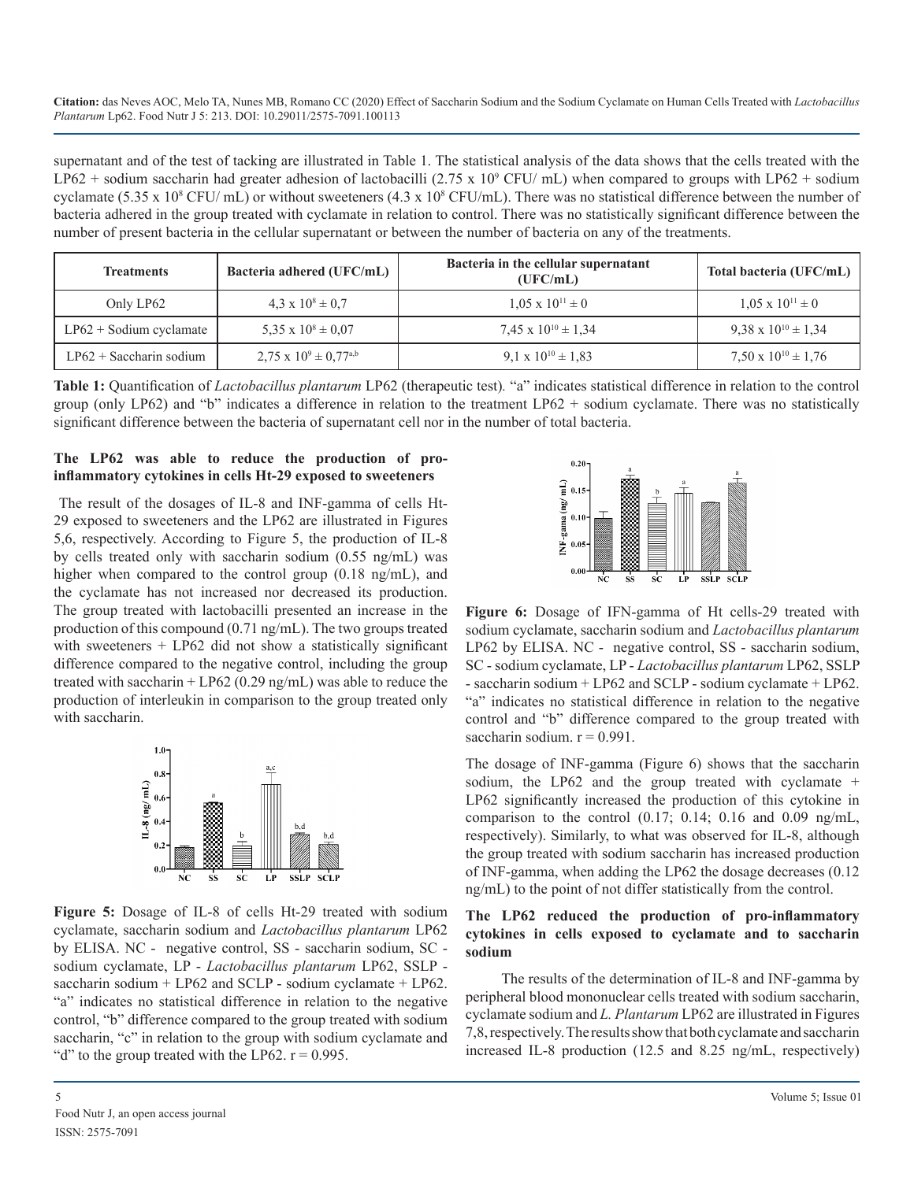supernatant and of the test of tacking are illustrated in Table 1. The statistical analysis of the data shows that the cells treated with the LP62 + sodium saccharin had greater adhesion of lactobacilli ($2.75 \times 10^9$ CFU/ mL) when compared to groups with LP62 + sodium cyclamate ($5.35 \times 10^8$ CFU/ mL) or without sweeteners ($4.3 \times 10^8$ CFU/mL). There was no statistical difference between the number of bacteria adhered in the group treated with cyclamate in relation to control. There was no statistically significant difference between the number of present bacteria in the cellular supernatant or between the number of bacteria on any of the treatments.

| Treatments | Bacteria adhered (UFC/mL) | Bacteria in the cellular supernatant (UFC/mL) | Total bacteria (UFC/mL) |
|---|---|---|---|
| Only LP62 | $4,3 \times 10^8 \pm 0,7$ | $1,05 \times 10^{11} \pm 0$ | $1,05 \times 10^{11} \pm 0$ |
| LP62 + Sodium cyclamate | $5,35 \times 10^8 \pm 0,07$ | $7,45 \times 10^{10} \pm 1,34$ | $9,38 \times 10^{10} \pm 1,34$ |
| LP62 + Saccharin sodium | $2,75 \times 10^9 \pm 0,77$[a,b] | $9,1 \times 10^{10} \pm 1,83$ | $7,50 \times 10^{10} \pm 1,76$ |

**Table 1:** Quantification of *Lactobacillus plantarum* LP62 (therapeutic test). "a" indicates statistical difference in relation to the control group (only LP62) and "b" indicates a difference in relation to the treatment LP62 + sodium cyclamate. There was no statistically significant difference between the bacteria of supernatant cell nor in the number of total bacteria.

**The LP62 was able to reduce the production of pro-inflammatory cytokines in cells Ht-29 exposed to sweeteners**

The result of the dosages of IL-8 and INF-gamma of cells Ht-29 exposed to sweeteners and the LP62 are illustrated in Figures 5,6, respectively. According to Figure 5, the production of IL-8 by cells treated only with saccharin sodium (0.55 ng/mL) was higher when compared to the control group (0.18 ng/mL), and the cyclamate has not increased nor decreased its production. The group treated with lactobacilli presented an increase in the production of this compound (0.71 ng/mL). The two groups treated with sweeteners + LP62 did not show a statistically significant difference compared to the negative control, including the group treated with saccharin + LP62 (0.29 ng/mL) was able to reduce the production of interleukin in comparison to the group treated only with saccharin.

**Figure 5:** Dosage of IL-8 of cells Ht-29 treated with sodium cyclamate, saccharin sodium and *Lactobacillus plantarum* LP62 by ELISA. NC - negative control, SS - saccharin sodium, SC - sodium cyclamate, LP - *Lactobacillus plantarum* LP62, SSLP - saccharin sodium + LP62 and SCLP - sodium cyclamate + LP62. "a" indicates no statistical difference in relation to the negative control, "b" difference compared to the group treated with sodium saccharin, "c" in relation to the group with sodium cyclamate and "d" to the group treated with the LP62. r = 0.995.

**Figure 6:** Dosage of IFN-gamma of Ht cells-29 treated with sodium cyclamate, saccharin sodium and *Lactobacillus plantarum* LP62 by ELISA. NC - negative control, SS - saccharin sodium, SC - sodium cyclamate, LP - *Lactobacillus plantarum* LP62, SSLP - saccharin sodium + LP62 and SCLP - sodium cyclamate + LP62. "a" indicates no statistical difference in relation to the negative control and "b" difference compared to the group treated with saccharin sodium. r = 0.991.

The dosage of INF-gamma (Figure 6) shows that the saccharin sodium, the LP62 and the group treated with cyclamate + LP62 significantly increased the production of this cytokine in comparison to the control (0.17; 0.14; 0.16 and 0.09 ng/mL, respectively). Similarly, to what was observed for IL-8, although the group treated with sodium saccharin has increased production of INF-gamma, when adding the LP62 the dosage decreases (0.12 ng/mL) to the point of not differ statistically from the control.

**The LP62 reduced the production of pro-inflammatory cytokines in cells exposed to cyclamate and to saccharin sodium**

The results of the determination of IL-8 and INF-gamma by peripheral blood mononuclear cells treated with sodium saccharin, cyclamate sodium and *L. Plantarum* LP62 are illustrated in Figures 7,8, respectively. The results show that both cyclamate and saccharin increased IL-8 production (12.5 and 8.25 ng/mL, respectively)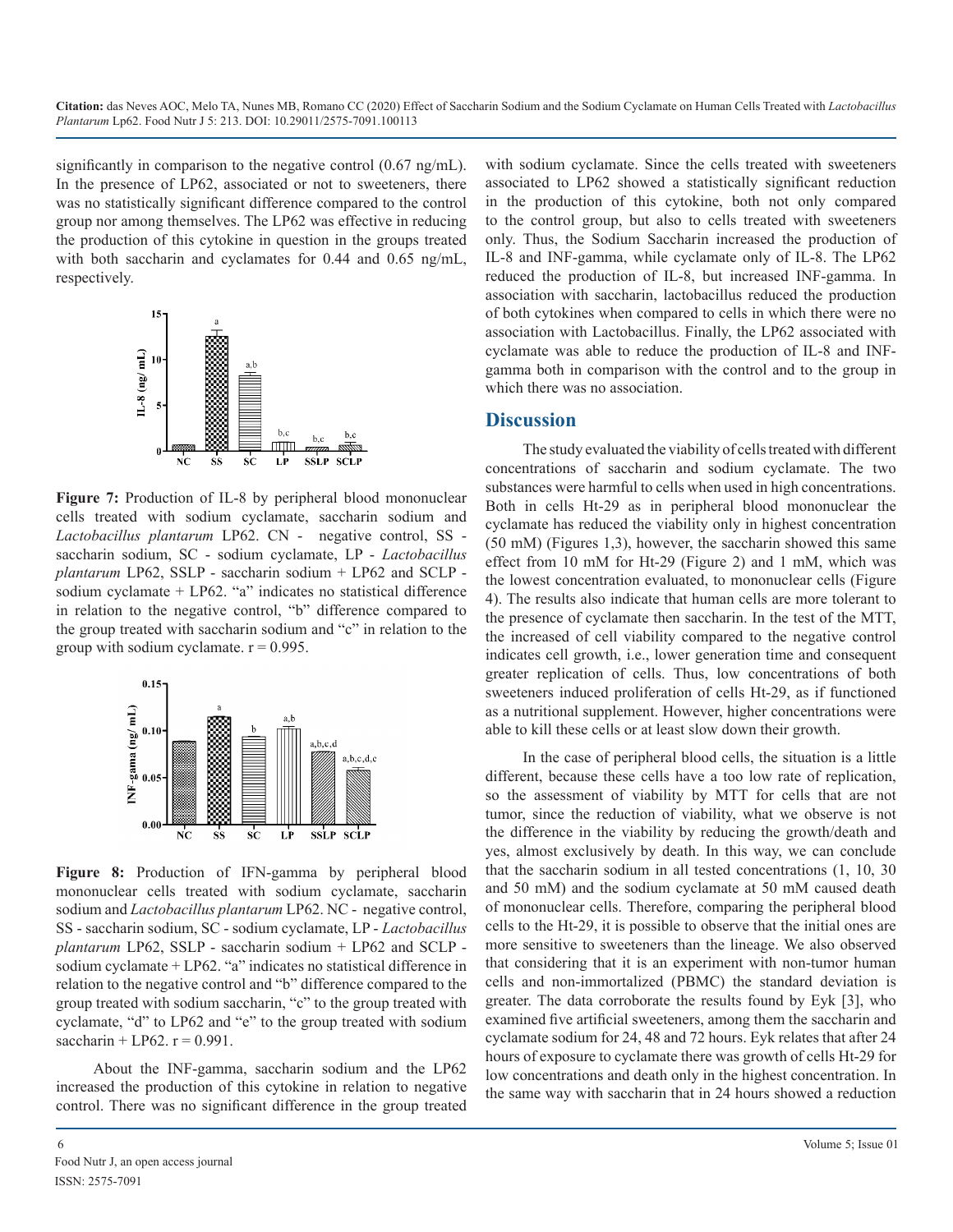significantly in comparison to the negative control (0.67 ng/mL). In the presence of LP62, associated or not to sweeteners, there was no statistically significant difference compared to the control group nor among themselves. The LP62 was effective in reducing the production of this cytokine in question in the groups treated with both saccharin and cyclamates for 0.44 and 0.65 ng/mL, respectively.

**Figure 7:** Production of IL-8 by peripheral blood mononuclear cells treated with sodium cyclamate, saccharin sodium and *Lactobacillus plantarum* LP62. CN - negative control, SS - saccharin sodium, SC - sodium cyclamate, LP - *Lactobacillus plantarum* LP62, SSLP - saccharin sodium + LP62 and SCLP - sodium cyclamate + LP62. "a" indicates no statistical difference in relation to the negative control, "b" difference compared to the group treated with saccharin sodium and "c" in relation to the group with sodium cyclamate. r = 0.995.

**Figure 8:** Production of IFN-gamma by peripheral blood mononuclear cells treated with sodium cyclamate, saccharin sodium and *Lactobacillus plantarum* LP62. NC - negative control, SS - saccharin sodium, SC - sodium cyclamate, LP - *Lactobacillus plantarum* LP62, SSLP - saccharin sodium + LP62 and SCLP - sodium cyclamate + LP62. "a" indicates no statistical difference in relation to the negative control and "b" difference compared to the group treated with sodium saccharin, "c" to the group treated with cyclamate, "d" to LP62 and "e" to the group treated with sodium saccharin + LP62. r = 0.991.

About the INF-gamma, saccharin sodium and the LP62 increased the production of this cytokine in relation to negative control. There was no significant difference in the group treated with sodium cyclamate. Since the cells treated with sweeteners associated to LP62 showed a statistically significant reduction in the production of this cytokine, both not only compared to the control group, but also to cells treated with sweeteners only. Thus, the Sodium Saccharin increased the production of IL-8 and INF-gamma, while cyclamate only of IL-8. The LP62 reduced the production of IL-8, but increased INF-gamma. In association with saccharin, lactobacillus reduced the production of both cytokines when compared to cells in which there were no association with Lactobacillus. Finally, the LP62 associated with cyclamate was able to reduce the production of IL-8 and INF-gamma both in comparison with the control and to the group in which there was no association.

## Discussion

The study evaluated the viability of cells treated with different concentrations of saccharin and sodium cyclamate. The two substances were harmful to cells when used in high concentrations. Both in cells Ht-29 as in peripheral blood mononuclear the cyclamate has reduced the viability only in highest concentration (50 mM) (Figures 1,3), however, the saccharin showed this same effect from 10 mM for Ht-29 (Figure 2) and 1 mM, which was the lowest concentration evaluated, to mononuclear cells (Figure 4). The results also indicate that human cells are more tolerant to the presence of cyclamate then saccharin. In the test of the MTT, the increased of cell viability compared to the negative control indicates cell growth, i.e., lower generation time and consequent greater replication of cells. Thus, low concentrations of both sweeteners induced proliferation of cells Ht-29, as if functioned as a nutritional supplement. However, higher concentrations were able to kill these cells or at least slow down their growth.

In the case of peripheral blood cells, the situation is a little different, because these cells have a too low rate of replication, so the assessment of viability by MTT for cells that are not tumor, since the reduction of viability, what we observe is not the difference in the viability by reducing the growth/death and yes, almost exclusively by death. In this way, we can conclude that the saccharin sodium in all tested concentrations (1, 10, 30 and 50 mM) and the sodium cyclamate at 50 mM caused death of mononuclear cells. Therefore, comparing the peripheral blood cells to the Ht-29, it is possible to observe that the initial ones are more sensitive to sweeteners than the lineage. We also observed that considering that it is an experiment with non-tumor human cells and non-immortalized (PBMC) the standard deviation is greater. The data corroborate the results found by Eyk [3], who examined five artificial sweeteners, among them the saccharin and cyclamate sodium for 24, 48 and 72 hours. Eyk relates that after 24 hours of exposure to cyclamate there was growth of cells Ht-29 for low concentrations and death only in the highest concentration. In the same way with saccharin that in 24 hours showed a reduction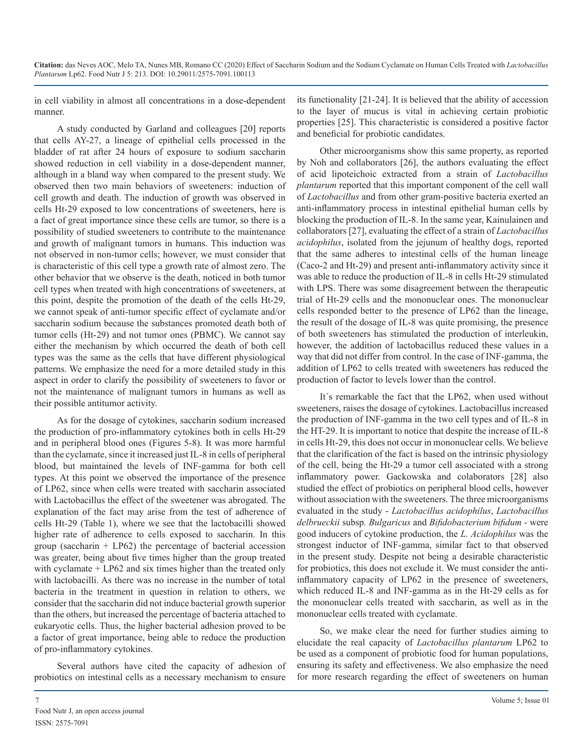in cell viability in almost all concentrations in a dose-dependent manner.

A study conducted by Garland and colleagues [20] reports that cells AY-27, a lineage of epithelial cells processed in the bladder of rat after 24 hours of exposure to sodium saccharin showed reduction in cell viability in a dose-dependent manner, although in a bland way when compared to the present study. We observed then two main behaviors of sweeteners: induction of cell growth and death. The induction of growth was observed in cells Ht-29 exposed to low concentrations of sweeteners, here is a fact of great importance since these cells are tumor, so there is a possibility of studied sweeteners to contribute to the maintenance and growth of malignant tumors in humans. This induction was not observed in non-tumor cells; however, we must consider that is characteristic of this cell type a growth rate of almost zero. The other behavior that we observe is the death, noticed in both tumor cell types when treated with high concentrations of sweeteners, at this point, despite the promotion of the death of the cells Ht-29, we cannot speak of anti-tumor specific effect of cyclamate and/or saccharin sodium because the substances promoted death both of tumor cells (Ht-29) and not tumor ones (PBMC). We cannot say either the mechanism by which occurred the death of both cell types was the same as the cells that have different physiological patterns. We emphasize the need for a more detailed study in this aspect in order to clarify the possibility of sweeteners to favor or not the maintenance of malignant tumors in humans as well as their possible antitumor activity.

As for the dosage of cytokines, saccharin sodium increased the production of pro-inflammatory cytokines both in cells Ht-29 and in peripheral blood ones (Figures 5-8). It was more harmful than the cyclamate, since it increased just IL-8 in cells of peripheral blood, but maintained the levels of INF-gamma for both cell types. At this point we observed the importance of the presence of LP62, since when cells were treated with saccharin associated with Lactobacillus the effect of the sweetener was abrogated. The explanation of the fact may arise from the test of adherence of cells Ht-29 (Table 1), where we see that the lactobacilli showed higher rate of adherence to cells exposed to saccharin. In this group (saccharin + LP62) the percentage of bacterial accession was greater, being about five times higher than the group treated with cyclamate + LP62 and six times higher than the treated only with lactobacilli. As there was no increase in the number of total bacteria in the treatment in question in relation to others, we consider that the saccharin did not induce bacterial growth superior than the others, but increased the percentage of bacteria attached to eukaryotic cells. Thus, the higher bacterial adhesion proved to be a factor of great importance, being able to reduce the production of pro-inflammatory cytokines.

Several authors have cited the capacity of adhesion of probiotics on intestinal cells as a necessary mechanism to ensure its functionality [21-24]. It is believed that the ability of accession to the layer of mucus is vital in achieving certain probiotic properties [25]. This characteristic is considered a positive factor and beneficial for probiotic candidates.

Other microorganisms show this same property, as reported by Noh and collaborators [26], the authors evaluating the effect of acid lipoteichoic extracted from a strain of *Lactobacillus plantarum* reported that this important component of the cell wall of *Lactobacillus* and from other gram-positive bacteria exerted an anti-inflammatory process in intestinal epithelial human cells by blocking the production of IL-8. In the same year, Kainulainen and collaborators [27], evaluating the effect of a strain of *Lactobacillus acidophilus*, isolated from the jejunum of healthy dogs, reported that the same adheres to intestinal cells of the human lineage (Caco-2 and Ht-29) and present anti-inflammatory activity since it was able to reduce the production of IL-8 in cells Ht-29 stimulated with LPS. There was some disagreement between the therapeutic trial of Ht-29 cells and the mononuclear ones. The mononuclear cells responded better to the presence of LP62 than the lineage, the result of the dosage of IL-8 was quite promising, the presence of both sweeteners has stimulated the production of interleukin, however, the addition of lactobacillus reduced these values in a way that did not differ from control. In the case of INF-gamma, the addition of LP62 to cells treated with sweeteners has reduced the production of factor to levels lower than the control.

It´s remarkable the fact that the LP62, when used without sweeteners, raises the dosage of cytokines. Lactobacillus increased the production of INF-gamma in the two cell types and of IL-8 in the HT-29. It is important to notice that despite the increase of IL-8 in cells Ht-29, this does not occur in mononuclear cells. We believe that the clarification of the fact is based on the intrinsic physiology of the cell, being the Ht-29 a tumor cell associated with a strong inflammatory power. Gackowska and colaborators [28] also studied the effect of probiotics on peripheral blood cells, however without association with the sweeteners. The three microorganisms evaluated in the study - *Lactobacillus acidophilus*, *Lactobacillus delbrueckii* subsp. *Bulgaricus* and *Bifidobacterium bifidum* - were good inducers of cytokine production, the *L. Acidophilus* was the strongest inductor of INF-gamma, similar fact to that observed in the present study. Despite not being a desirable characteristic for probiotics, this does not exclude it. We must consider the anti-inflammatory capacity of LP62 in the presence of sweeteners, which reduced IL-8 and INF-gamma as in the Ht-29 cells as for the mononuclear cells treated with saccharin, as well as in the mononuclear cells treated with cyclamate.

So, we make clear the need for further studies aiming to elucidate the real capacity of *Lactobacillus plantarum* LP62 to be used as a component of probiotic food for human populations, ensuring its safety and effectiveness. We also emphasize the need for more research regarding the effect of sweeteners on human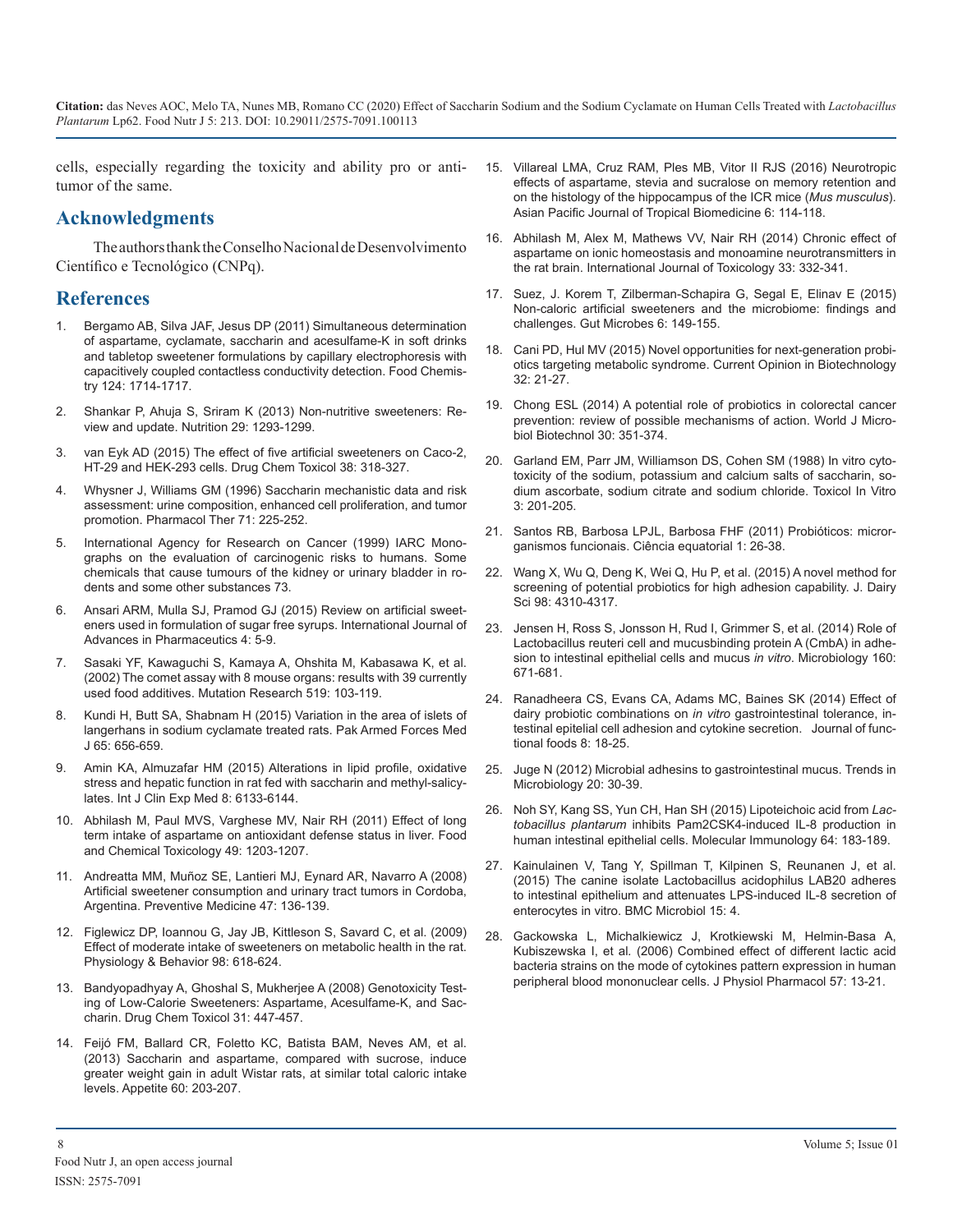cells, especially regarding the toxicity and ability pro or anti-tumor of the same.

## Acknowledgments

The authors thank the Conselho Nacional de Desenvolvimento Científico e Tecnológico (CNPq).

## References

1. Bergamo AB, Silva JAF, Jesus DP (2011) Simultaneous determination of aspartame, cyclamate, saccharin and acesulfame-K in soft drinks and tabletop sweetener formulations by capillary electrophoresis with capacitively coupled contactless conductivity detection. Food Chemistry 124: 1714-1717.
2. Shankar P, Ahuja S, Sriram K (2013) Non-nutritive sweeteners: Review and update. Nutrition 29: 1293-1299.
3. van Eyk AD (2015) The effect of five artificial sweeteners on Caco-2, HT-29 and HEK-293 cells. Drug Chem Toxicol 38: 318-327.
4. Whysner J, Williams GM (1996) Saccharin mechanistic data and risk assessment: urine composition, enhanced cell proliferation, and tumor promotion. Pharmacol Ther 71: 225-252.
5. International Agency for Research on Cancer (1999) IARC Monographs on the evaluation of carcinogenic risks to humans. Some chemicals that cause tumours of the kidney or urinary bladder in rodents and some other substances 73.
6. Ansari ARM, Mulla SJ, Pramod GJ (2015) Review on artificial sweeteners used in formulation of sugar free syrups. International Journal of Advances in Pharmaceutics 4: 5-9.
7. Sasaki YF, Kawaguchi S, Kamaya A, Ohshita M, Kabasawa K, et al. (2002) The comet assay with 8 mouse organs: results with 39 currently used food additives. Mutation Research 519: 103-119.
8. Kundi H, Butt SA, Shabnam H (2015) Variation in the area of islets of langerhans in sodium cyclamate treated rats. Pak Armed Forces Med J 65: 656-659.
9. Amin KA, Almuzafar HM (2015) Alterations in lipid profile, oxidative stress and hepatic function in rat fed with saccharin and methyl-salicylates. Int J Clin Exp Med 8: 6133-6144.
10. Abhilash M, Paul MVS, Varghese MV, Nair RH (2011) Effect of long term intake of aspartame on antioxidant defense status in liver. Food and Chemical Toxicology 49: 1203-1207.
11. Andreatta MM, Muñoz SE, Lantieri MJ, Eynard AR, Navarro A (2008) Artificial sweetener consumption and urinary tract tumors in Cordoba, Argentina. Preventive Medicine 47: 136-139.
12. Figlewicz DP, Ioannou G, Jay JB, Kittleson S, Savard C, et al. (2009) Effect of moderate intake of sweeteners on metabolic health in the rat. Physiology & Behavior 98: 618-624.
13. Bandyopadhyay A, Ghoshal S, Mukherjee A (2008) Genotoxicity Testing of Low-Calorie Sweeteners: Aspartame, Acesulfame-K, and Saccharin. Drug Chem Toxicol 31: 447-457.
14. Feijó FM, Ballard CR, Foletto KC, Batista BAM, Neves AM, et al. (2013) Saccharin and aspartame, compared with sucrose, induce greater weight gain in adult Wistar rats, at similar total caloric intake levels. Appetite 60: 203-207.
15. Villareal LMA, Cruz RAM, Ples MB, Vitor II RJS (2016) Neurotropic effects of aspartame, stevia and sucralose on memory retention and on the histology of the hippocampus of the ICR mice (*Mus musculus*). Asian Pacific Journal of Tropical Biomedicine 6: 114-118.
16. Abhilash M, Alex M, Mathews VV, Nair RH (2014) Chronic effect of aspartame on ionic homeostasis and monoamine neurotransmitters in the rat brain. International Journal of Toxicology 33: 332-341.
17. Suez, J. Korem T, Zilberman-Schapira G, Segal E, Elinav E (2015) Non-caloric artificial sweeteners and the microbiome: findings and challenges. Gut Microbes 6: 149-155.
18. Cani PD, Hul MV (2015) Novel opportunities for next-generation probiotics targeting metabolic syndrome. Current Opinion in Biotechnology 32: 21-27.
19. Chong ESL (2014) A potential role of probiotics in colorectal cancer prevention: review of possible mechanisms of action. World J Microbiol Biotechnol 30: 351-374.
20. Garland EM, Parr JM, Williamson DS, Cohen SM (1988) In vitro cytotoxicity of the sodium, potassium and calcium salts of saccharin, sodium ascorbate, sodium citrate and sodium chloride. Toxicol In Vitro 3: 201-205.
21. Santos RB, Barbosa LPJL, Barbosa FHF (2011) Probióticos: microrganismos funcionais. Ciência equatorial 1: 26-38.
22. Wang X, Wu Q, Deng K, Wei Q, Hu P, et al. (2015) A novel method for screening of potential probiotics for high adhesion capability. J. Dairy Sci 98: 4310-4317.
23. Jensen H, Ross S, Jonsson H, Rud I, Grimmer S, et al. (2014) Role of Lactobacillus reuteri cell and mucusbinding protein A (CmbA) in adhesion to intestinal epithelial cells and mucus *in vitro*. Microbiology 160: 671-681.
24. Ranadheera CS, Evans CA, Adams MC, Baines SK (2014) Effect of dairy probiotic combinations on *in vitro* gastrointestinal tolerance, intestinal epitelial cell adhesion and cytokine secretion. Journal of functional foods 8: 18-25.
25. Juge N (2012) Microbial adhesins to gastrointestinal mucus. Trends in Microbiology 20: 30-39.
26. Noh SY, Kang SS, Yun CH, Han SH (2015) Lipoteichoic acid from *Lactobacillus plantarum* inhibits Pam2CSK4-induced IL-8 production in human intestinal epithelial cells. Molecular Immunology 64: 183-189.
27. Kainulainen V, Tang Y, Spillman T, Kilpinen S, Reunanen J, et al. (2015) The canine isolate Lactobacillus acidophilus LAB20 adheres to intestinal epithelium and attenuates LPS-induced IL-8 secretion of enterocytes in vitro. BMC Microbiol 15: 4.
28. Gackowska L, Michalkiewicz J, Krotkiewski M, Helmin-Basa A, Kubiszewska I, et al. (2006) Combined effect of different lactic acid bacteria strains on the mode of cytokines pattern expression in human peripheral blood mononuclear cells. J Physiol Pharmacol 57: 13-21.